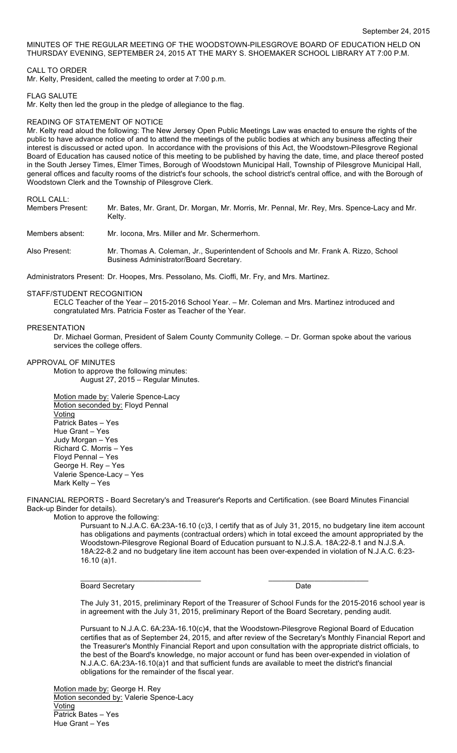September 24, 2015

MINUTES OF THE REGULAR MEETING OF THE WOODSTOWN-PILESGROVE BOARD OF EDUCATION HELD ON THURSDAY EVENING, SEPTEMBER 24, 2015 AT THE MARY S. SHOEMAKER SCHOOL LIBRARY AT 7:00 P.M.

CALL TO ORDER

Mr. Kelty, President, called the meeting to order at 7:00 p.m.

FLAG SALUTE

Mr. Kelty then led the group in the pledge of allegiance to the flag.

READING OF STATEMENT OF NOTICE

Mr. Kelty read aloud the following: The New Jersey Open Public Meetings Law was enacted to ensure the rights of the public to have advance notice of and to attend the meetings of the public bodies at which any business affecting their interest is discussed or acted upon. In accordance with the provisions of this Act, the Woodstown-Pilesgrove Regional Board of Education has caused notice of this meeting to be published by having the date, time, and place thereof posted in the South Jersey Times, Elmer Times, Borough of Woodstown Municipal Hall, Township of Pilesgrove Municipal Hall, general offices and faculty rooms of the district's four schools, the school district's central office, and with the Borough of Woodstown Clerk and the Township of Pilesgrove Clerk.

ROLL CALL:

| | |
|---|---|
| Members Present: | Mr. Bates, Mr. Grant, Dr. Morgan, Mr. Morris, Mr. Pennal, Mr. Rey, Mrs. Spence-Lacy and Mr. Kelty. |
| Members absent: | Mr. Iocona, Mrs. Miller and Mr. Schermerhorn. |
| Also Present: | Mr. Thomas A. Coleman, Jr., Superintendent of Schools and Mr. Frank A. Rizzo, School Business Administrator/Board Secretary. |

Administrators Present: Dr. Hoopes, Mrs. Pessolano, Ms. Cioffi, Mr. Fry, and Mrs. Martinez.

STAFF/STUDENT RECOGNITION

ECLC Teacher of the Year – 2015-2016 School Year. – Mr. Coleman and Mrs. Martinez introduced and congratulated Mrs. Patricia Foster as Teacher of the Year.

PRESENTATION

Dr. Michael Gorman, President of Salem County Community College. – Dr. Gorman spoke about the various services the college offers.

APPROVAL OF MINUTES

Motion to approve the following minutes:
August 27, 2015 – Regular Minutes.

Motion made by: Valerie Spence-Lacy
Motion seconded by: Floyd Pennal
Voting
Patrick Bates – Yes
Hue Grant – Yes
Judy Morgan – Yes
Richard C. Morris – Yes
Floyd Pennal – Yes
George H. Rey – Yes
Valerie Spence-Lacy – Yes
Mark Kelty – Yes

FINANCIAL REPORTS - Board Secretary's and Treasurer's Reports and Certification. (see Board Minutes Financial Back-up Binder for details).

Motion to approve the following:

Pursuant to N.J.A.C. 6A:23A-16.10 (c)3, I certify that as of July 31, 2015, no budgetary line item account has obligations and payments (contractual orders) which in total exceed the amount appropriated by the Woodstown-Pilesgrove Regional Board of Education pursuant to N.J.S.A. 18A:22-8.1 and N.J.S.A. 18A:22-8.2 and no budgetary line item account has been over-expended in violation of N.J.A.C. 6:23-16.10 (a)1.

\_\_\_\_\_\_\_\_\_\_\_\_\_\_\_\_\_\_\_\_\_\_\_\_\_\_\_\_\_\_ \_\_\_\_\_\_\_\_\_\_\_\_\_\_\_\_\_\_\_\_\_\_\_\_
Board Secretary Date

The July 31, 2015, preliminary Report of the Treasurer of School Funds for the 2015-2016 school year is in agreement with the July 31, 2015, preliminary Report of the Board Secretary, pending audit.

Pursuant to N.J.A.C. 6A:23A-16.10(c)4, that the Woodstown-Pilesgrove Regional Board of Education certifies that as of September 24, 2015, and after review of the Secretary's Monthly Financial Report and the Treasurer's Monthly Financial Report and upon consultation with the appropriate district officials, to the best of the Board's knowledge, no major account or fund has been over-expended in violation of N.J.A.C. 6A:23A-16.10(a)1 and that sufficient funds are available to meet the district's financial obligations for the remainder of the fiscal year.

Motion made by: George H. Rey
Motion seconded by: Valerie Spence-Lacy
Voting
Patrick Bates – Yes
Hue Grant – Yes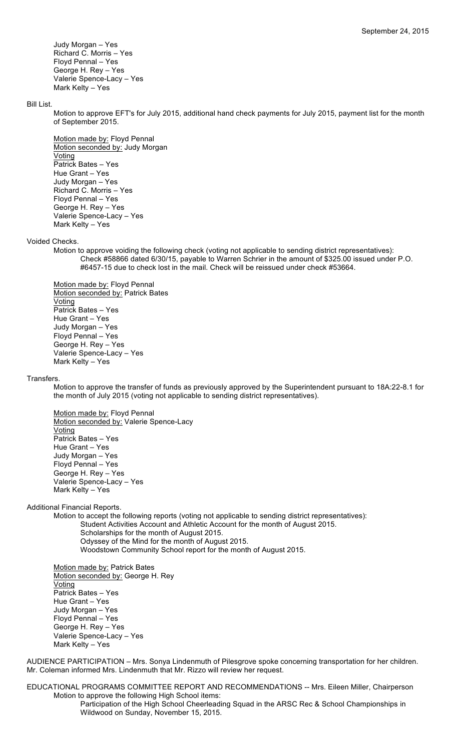Judy Morgan – Yes
Richard C. Morris – Yes
Floyd Pennal – Yes
George H. Rey – Yes
Valerie Spence-Lacy – Yes
Mark Kelty – Yes

Bill List.

Motion to approve EFT's for July 2015, additional hand check payments for July 2015, payment list for the month of September 2015.

Motion made by: Floyd Pennal
Motion seconded by: Judy Morgan
Voting
Patrick Bates – Yes
Hue Grant – Yes
Judy Morgan – Yes
Richard C. Morris – Yes
Floyd Pennal – Yes
George H. Rey – Yes
Valerie Spence-Lacy – Yes
Mark Kelty – Yes

Voided Checks.

Motion to approve voiding the following check (voting not applicable to sending district representatives):
Check #58866 dated 6/30/15, payable to Warren Schrier in the amount of $325.00 issued under P.O. #6457-15 due to check lost in the mail. Check will be reissued under check #53664.

Motion made by: Floyd Pennal
Motion seconded by: Patrick Bates
Voting
Patrick Bates – Yes
Hue Grant – Yes
Judy Morgan – Yes
Floyd Pennal – Yes
George H. Rey – Yes
Valerie Spence-Lacy – Yes
Mark Kelty – Yes

Transfers.

Motion to approve the transfer of funds as previously approved by the Superintendent pursuant to 18A:22-8.1 for the month of July 2015 (voting not applicable to sending district representatives).

Motion made by: Floyd Pennal
Motion seconded by: Valerie Spence-Lacy
Voting
Patrick Bates – Yes
Hue Grant – Yes
Judy Morgan – Yes
Floyd Pennal – Yes
George H. Rey – Yes
Valerie Spence-Lacy – Yes
Mark Kelty – Yes

Additional Financial Reports.

Motion to accept the following reports (voting not applicable to sending district representatives):
Student Activities Account and Athletic Account for the month of August 2015.
Scholarships for the month of August 2015.
Odyssey of the Mind for the month of August 2015.
Woodstown Community School report for the month of August 2015.

Motion made by: Patrick Bates
Motion seconded by: George H. Rey
Voting
Patrick Bates – Yes
Hue Grant – Yes
Judy Morgan – Yes
Floyd Pennal – Yes
George H. Rey – Yes
Valerie Spence-Lacy – Yes
Mark Kelty – Yes

AUDIENCE PARTICIPATION – Mrs. Sonya Lindenmuth of Pilesgrove spoke concerning transportation for her children. Mr. Coleman informed Mrs. Lindenmuth that Mr. Rizzo will review her request.

EDUCATIONAL PROGRAMS COMMITTEE REPORT AND RECOMMENDATIONS -- Mrs. Eileen Miller, Chairperson

Motion to approve the following High School items:
Participation of the High School Cheerleading Squad in the ARSC Rec & School Championships in Wildwood on Sunday, November 15, 2015.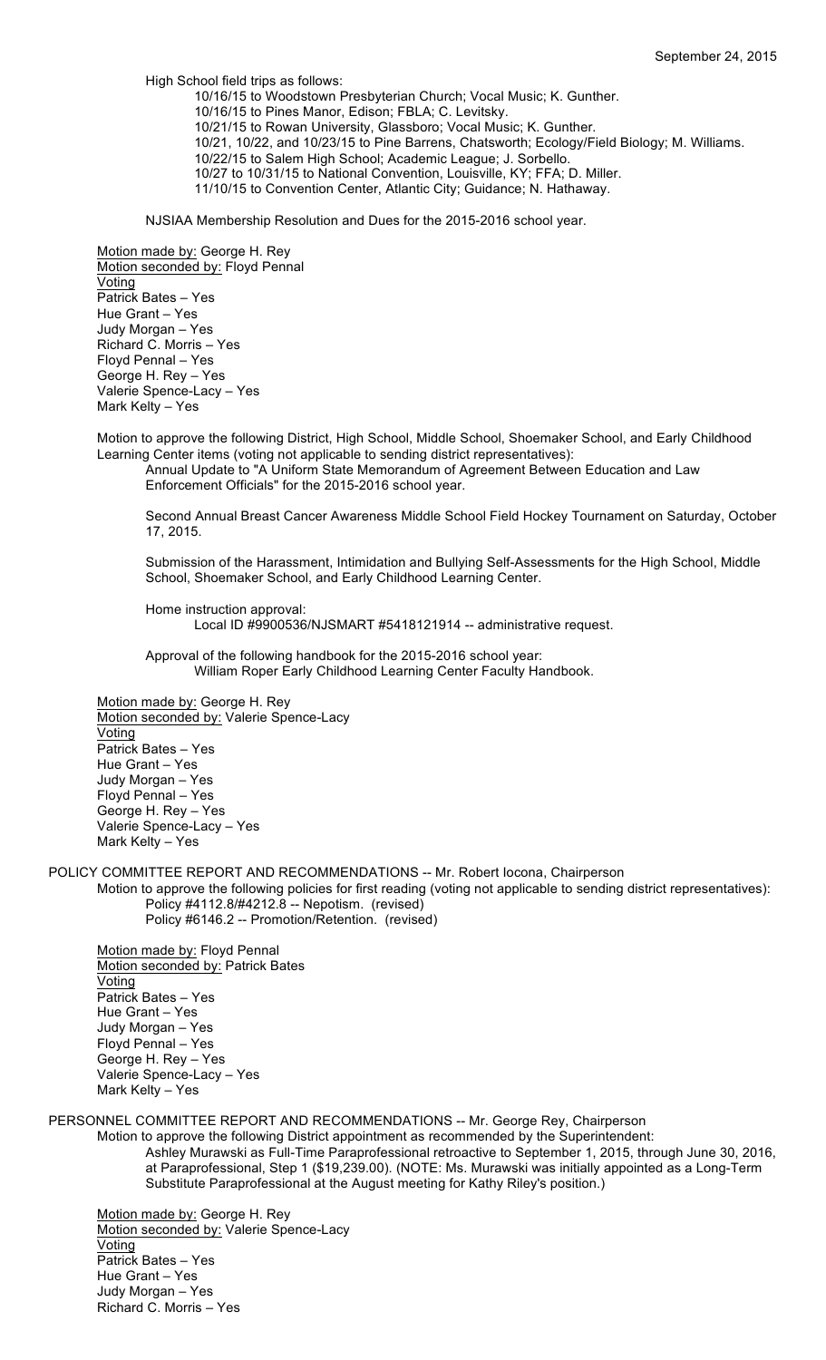High School field trips as follows:

- 10/16/15 to Woodstown Presbyterian Church; Vocal Music; K. Gunther.
- 10/16/15 to Pines Manor, Edison; FBLA; C. Levitsky.
- 10/21/15 to Rowan University, Glassboro; Vocal Music; K. Gunther.
- 10/21, 10/22, and 10/23/15 to Pine Barrens, Chatsworth; Ecology/Field Biology; M. Williams.
- 10/22/15 to Salem High School; Academic League; J. Sorbello.
- 10/27 to 10/31/15 to National Convention, Louisville, KY; FFA; D. Miller.
- 11/10/15 to Convention Center, Atlantic City; Guidance; N. Hathaway.

NJSIAA Membership Resolution and Dues for the 2015-2016 school year.

Motion made by: George H. Rey
Motion seconded by: Floyd Pennal
Voting
Patrick Bates – Yes
Hue Grant – Yes
Judy Morgan – Yes
Richard C. Morris – Yes
Floyd Pennal – Yes
George H. Rey – Yes
Valerie Spence-Lacy – Yes
Mark Kelty – Yes

Motion to approve the following District, High School, Middle School, Shoemaker School, and Early Childhood Learning Center items (voting not applicable to sending district representatives):

Annual Update to "A Uniform State Memorandum of Agreement Between Education and Law Enforcement Officials" for the 2015-2016 school year.

Second Annual Breast Cancer Awareness Middle School Field Hockey Tournament on Saturday, October 17, 2015.

Submission of the Harassment, Intimidation and Bullying Self-Assessments for the High School, Middle School, Shoemaker School, and Early Childhood Learning Center.

Home instruction approval:
Local ID #9900536/NJSMART #5418121914 -- administrative request.

Approval of the following handbook for the 2015-2016 school year:
William Roper Early Childhood Learning Center Faculty Handbook.

Motion made by: George H. Rey
Motion seconded by: Valerie Spence-Lacy
Voting
Patrick Bates – Yes
Hue Grant – Yes
Judy Morgan – Yes
Floyd Pennal – Yes
George H. Rey – Yes
Valerie Spence-Lacy – Yes
Mark Kelty – Yes

POLICY COMMITTEE REPORT AND RECOMMENDATIONS -- Mr. Robert Iocona, Chairperson

Motion to approve the following policies for first reading (voting not applicable to sending district representatives):
Policy #4112.8/#4212.8 -- Nepotism. (revised)
Policy #6146.2 -- Promotion/Retention. (revised)

Motion made by: Floyd Pennal
Motion seconded by: Patrick Bates
Voting
Patrick Bates – Yes
Hue Grant – Yes
Judy Morgan – Yes
Floyd Pennal – Yes
George H. Rey – Yes
Valerie Spence-Lacy – Yes
Mark Kelty – Yes

PERSONNEL COMMITTEE REPORT AND RECOMMENDATIONS -- Mr. George Rey, Chairperson

Motion to approve the following District appointment as recommended by the Superintendent:
Ashley Murawski as Full-Time Paraprofessional retroactive to September 1, 2015, through June 30, 2016, at Paraprofessional, Step 1 ($19,239.00). (NOTE: Ms. Murawski was initially appointed as a Long-Term Substitute Paraprofessional at the August meeting for Kathy Riley's position.)

Motion made by: George H. Rey
Motion seconded by: Valerie Spence-Lacy
Voting
Patrick Bates – Yes
Hue Grant – Yes
Judy Morgan – Yes
Richard C. Morris – Yes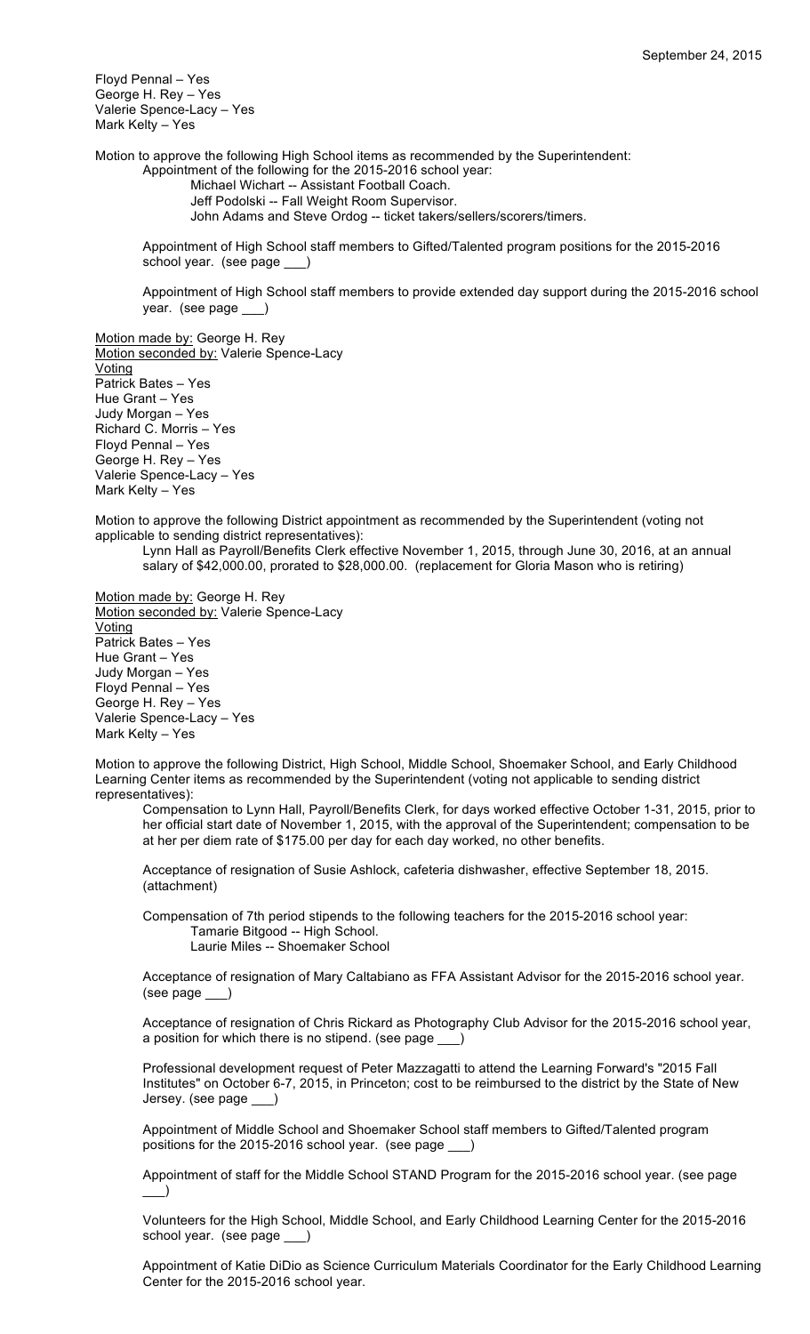Floyd Pennal – Yes
George H. Rey – Yes
Valerie Spence-Lacy – Yes
Mark Kelty – Yes

Motion to approve the following High School items as recommended by the Superintendent:

Appointment of the following for the 2015-2016 school year:

- Michael Wichart -- Assistant Football Coach.
- Jeff Podolski -- Fall Weight Room Supervisor.
- John Adams and Steve Ordog -- ticket takers/sellers/scorers/timers.

Appointment of High School staff members to Gifted/Talented program positions for the 2015-2016 school year. (see page ___)

Appointment of High School staff members to provide extended day support during the 2015-2016 school year. (see page ___)

Motion made by: George H. Rey
Motion seconded by: Valerie Spence-Lacy
Voting
Patrick Bates – Yes
Hue Grant – Yes
Judy Morgan – Yes
Richard C. Morris – Yes
Floyd Pennal – Yes
George H. Rey – Yes
Valerie Spence-Lacy – Yes
Mark Kelty – Yes

Motion to approve the following District appointment as recommended by the Superintendent (voting not applicable to sending district representatives):

Lynn Hall as Payroll/Benefits Clerk effective November 1, 2015, through June 30, 2016, at an annual salary of $42,000.00, prorated to $28,000.00. (replacement for Gloria Mason who is retiring)

Motion made by: George H. Rey
Motion seconded by: Valerie Spence-Lacy
Voting
Patrick Bates – Yes
Hue Grant – Yes
Judy Morgan – Yes
Floyd Pennal – Yes
George H. Rey – Yes
Valerie Spence-Lacy – Yes
Mark Kelty – Yes

Motion to approve the following District, High School, Middle School, Shoemaker School, and Early Childhood Learning Center items as recommended by the Superintendent (voting not applicable to sending district representatives):

Compensation to Lynn Hall, Payroll/Benefits Clerk, for days worked effective October 1-31, 2015, prior to her official start date of November 1, 2015, with the approval of the Superintendent; compensation to be at her per diem rate of $175.00 per day for each day worked, no other benefits.

Acceptance of resignation of Susie Ashlock, cafeteria dishwasher, effective September 18, 2015. (attachment)

Compensation of 7th period stipends to the following teachers for the 2015-2016 school year:

- Tamarie Bitgood -- High School.
- Laurie Miles -- Shoemaker School

Acceptance of resignation of Mary Caltabiano as FFA Assistant Advisor for the 2015-2016 school year. (see page ___)

Acceptance of resignation of Chris Rickard as Photography Club Advisor for the 2015-2016 school year, a position for which there is no stipend. (see page ___)

Professional development request of Peter Mazzagatti to attend the Learning Forward's "2015 Fall Institutes" on October 6-7, 2015, in Princeton; cost to be reimbursed to the district by the State of New Jersey. (see page ___)

Appointment of Middle School and Shoemaker School staff members to Gifted/Talented program positions for the 2015-2016 school year. (see page ___)

Appointment of staff for the Middle School STAND Program for the 2015-2016 school year. (see page ___)

Volunteers for the High School, Middle School, and Early Childhood Learning Center for the 2015-2016 school year. (see page ___)

Appointment of Katie DiDio as Science Curriculum Materials Coordinator for the Early Childhood Learning Center for the 2015-2016 school year.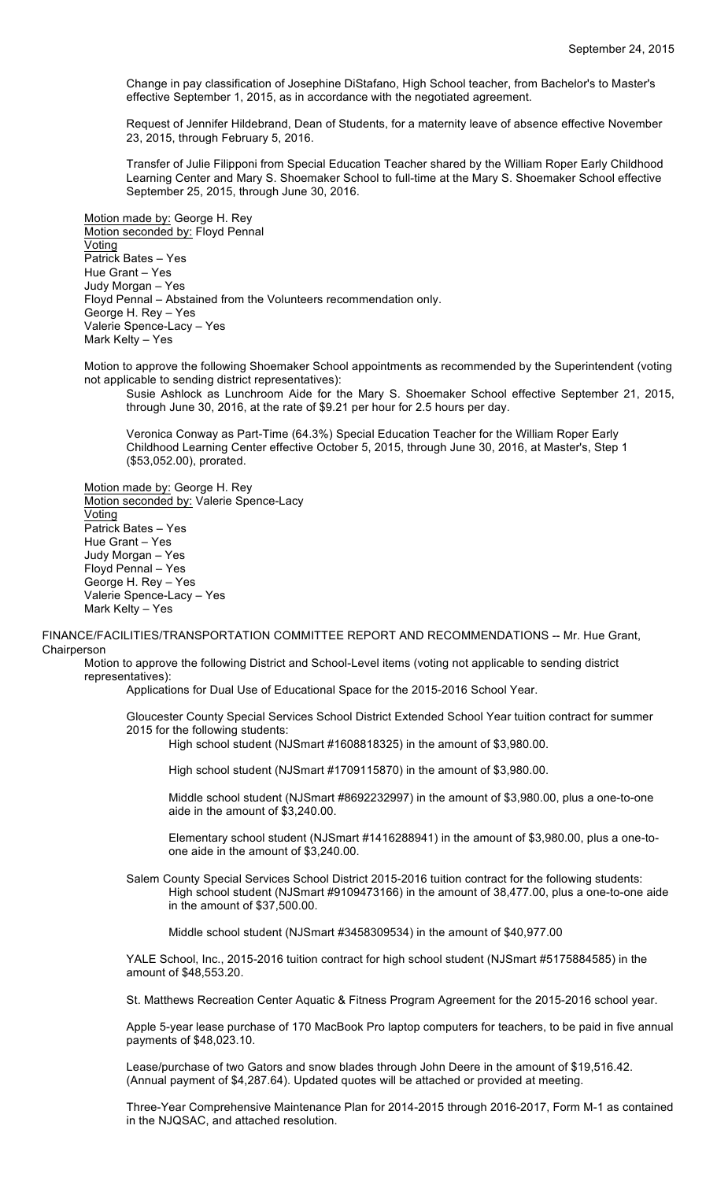Change in pay classification of Josephine DiStafano, High School teacher, from Bachelor's to Master's effective September 1, 2015, as in accordance with the negotiated agreement.

Request of Jennifer Hildebrand, Dean of Students, for a maternity leave of absence effective November 23, 2015, through February 5, 2016.

Transfer of Julie Filipponi from Special Education Teacher shared by the William Roper Early Childhood Learning Center and Mary S. Shoemaker School to full-time at the Mary S. Shoemaker School effective September 25, 2015, through June 30, 2016.

Motion made by: George H. Rey
Motion seconded by: Floyd Pennal
Voting
Patrick Bates – Yes
Hue Grant – Yes
Judy Morgan – Yes
Floyd Pennal – Abstained from the Volunteers recommendation only.
George H. Rey – Yes
Valerie Spence-Lacy – Yes
Mark Kelty – Yes

Motion to approve the following Shoemaker School appointments as recommended by the Superintendent (voting not applicable to sending district representatives):

Susie Ashlock as Lunchroom Aide for the Mary S. Shoemaker School effective September 21, 2015, through June 30, 2016, at the rate of $9.21 per hour for 2.5 hours per day.

Veronica Conway as Part-Time (64.3%) Special Education Teacher for the William Roper Early Childhood Learning Center effective October 5, 2015, through June 30, 2016, at Master's, Step 1 ($53,052.00), prorated.

Motion made by: George H. Rey
Motion seconded by: Valerie Spence-Lacy
Voting
Patrick Bates – Yes
Hue Grant – Yes
Judy Morgan – Yes
Floyd Pennal – Yes
George H. Rey – Yes
Valerie Spence-Lacy – Yes
Mark Kelty – Yes

FINANCE/FACILITIES/TRANSPORTATION COMMITTEE REPORT AND RECOMMENDATIONS -- Mr. Hue Grant, Chairperson

Motion to approve the following District and School-Level items (voting not applicable to sending district representatives):

Applications for Dual Use of Educational Space for the 2015-2016 School Year.

Gloucester County Special Services School District Extended School Year tuition contract for summer 2015 for the following students:

High school student (NJSmart #1608818325) in the amount of $3,980.00.

High school student (NJSmart #1709115870) in the amount of $3,980.00.

Middle school student (NJSmart #8692232997) in the amount of $3,980.00, plus a one-to-one aide in the amount of $3,240.00.

Elementary school student (NJSmart #1416288941) in the amount of $3,980.00, plus a one-to-one aide in the amount of $3,240.00.

Salem County Special Services School District 2015-2016 tuition contract for the following students:

High school student (NJSmart #9109473166) in the amount of 38,477.00, plus a one-to-one aide in the amount of $37,500.00.

Middle school student (NJSmart #3458309534) in the amount of $40,977.00

YALE School, Inc., 2015-2016 tuition contract for high school student (NJSmart #5175884585) in the amount of $48,553.20.

St. Matthews Recreation Center Aquatic & Fitness Program Agreement for the 2015-2016 school year.

Apple 5-year lease purchase of 170 MacBook Pro laptop computers for teachers, to be paid in five annual payments of $48,023.10.

Lease/purchase of two Gators and snow blades through John Deere in the amount of $19,516.42. (Annual payment of $4,287.64). Updated quotes will be attached or provided at meeting.

Three-Year Comprehensive Maintenance Plan for 2014-2015 through 2016-2017, Form M-1 as contained in the NJQSAC, and attached resolution.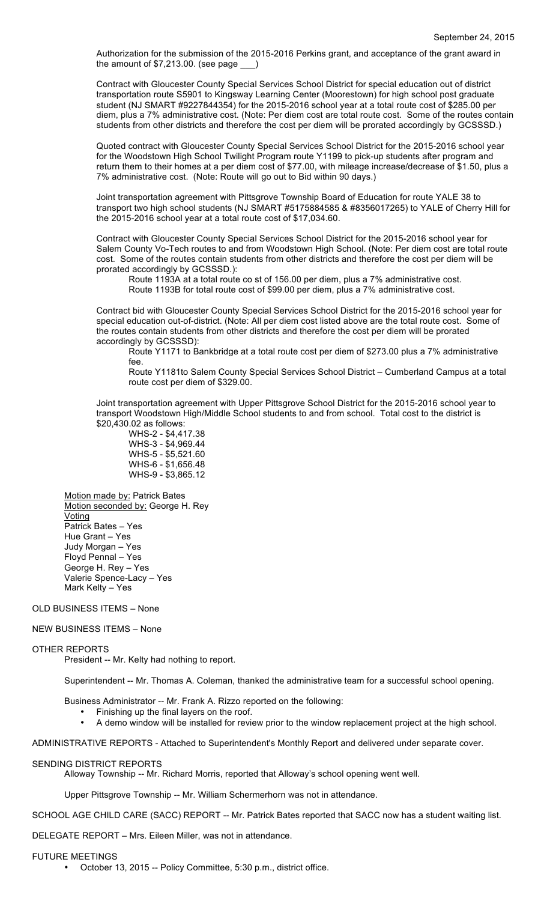Authorization for the submission of the 2015-2016 Perkins grant, and acceptance of the grant award in the amount of $7,213.00. (see page ___)

Contract with Gloucester County Special Services School District for special education out of district transportation route S5901 to Kingsway Learning Center (Moorestown) for high school post graduate student (NJ SMART #9227844354) for the 2015-2016 school year at a total route cost of $285.00 per diem, plus a 7% administrative cost. (Note: Per diem cost are total route cost. Some of the routes contain students from other districts and therefore the cost per diem will be prorated accordingly by GCSSSD.)

Quoted contract with Gloucester County Special Services School District for the 2015-2016 school year for the Woodstown High School Twilight Program route Y1199 to pick-up students after program and return them to their homes at a per diem cost of $77.00, with mileage increase/decrease of $1.50, plus a 7% administrative cost. (Note: Route will go out to Bid within 90 days.)

Joint transportation agreement with Pittsgrove Township Board of Education for route YALE 38 to transport two high school students (NJ SMART #5175884585 & #8356017265) to YALE of Cherry Hill for the 2015-2016 school year at a total route cost of $17,034.60.

Contract with Gloucester County Special Services School District for the 2015-2016 school year for Salem County Vo-Tech routes to and from Woodstown High School. (Note: Per diem cost are total route cost. Some of the routes contain students from other districts and therefore the cost per diem will be prorated accordingly by GCSSSD.):

Route 1193A at a total route co st of 156.00 per diem, plus a 7% administrative cost.
Route 1193B for total route cost of $99.00 per diem, plus a 7% administrative cost.

Contract bid with Gloucester County Special Services School District for the 2015-2016 school year for special education out-of-district. (Note: All per diem cost listed above are the total route cost. Some of the routes contain students from other districts and therefore the cost per diem will be prorated accordingly by GCSSSD):

Route Y1171 to Bankbridge at a total route cost per diem of $273.00 plus a 7% administrative fee.
Route Y1181to Salem County Special Services School District – Cumberland Campus at a total route cost per diem of $329.00.

Joint transportation agreement with Upper Pittsgrove School District for the 2015-2016 school year to transport Woodstown High/Middle School students to and from school. Total cost to the district is $20,430.02 as follows:

WHS-2 - $4,417.38
WHS-3 - $4,969.44
WHS-5 - $5,521.60
WHS-6 - $1,656.48
WHS-9 - $3,865.12

Motion made by: Patrick Bates
Motion seconded by: George H. Rey
Voting
Patrick Bates – Yes
Hue Grant – Yes
Judy Morgan – Yes
Floyd Pennal – Yes
George H. Rey – Yes
Valerie Spence-Lacy – Yes
Mark Kelty – Yes

OLD BUSINESS ITEMS – None

NEW BUSINESS ITEMS – None

OTHER REPORTS

President -- Mr. Kelty had nothing to report.

Superintendent -- Mr. Thomas A. Coleman, thanked the administrative team for a successful school opening.

Business Administrator -- Mr. Frank A. Rizzo reported on the following:

- Finishing up the final layers on the roof.
- A demo window will be installed for review prior to the window replacement project at the high school.

ADMINISTRATIVE REPORTS - Attached to Superintendent's Monthly Report and delivered under separate cover.

SENDING DISTRICT REPORTS

Alloway Township -- Mr. Richard Morris, reported that Alloway's school opening went well.

Upper Pittsgrove Township -- Mr. William Schermerhorn was not in attendance.

SCHOOL AGE CHILD CARE (SACC) REPORT -- Mr. Patrick Bates reported that SACC now has a student waiting list.

DELEGATE REPORT – Mrs. Eileen Miller, was not in attendance.

FUTURE MEETINGS

- October 13, 2015 -- Policy Committee, 5:30 p.m., district office.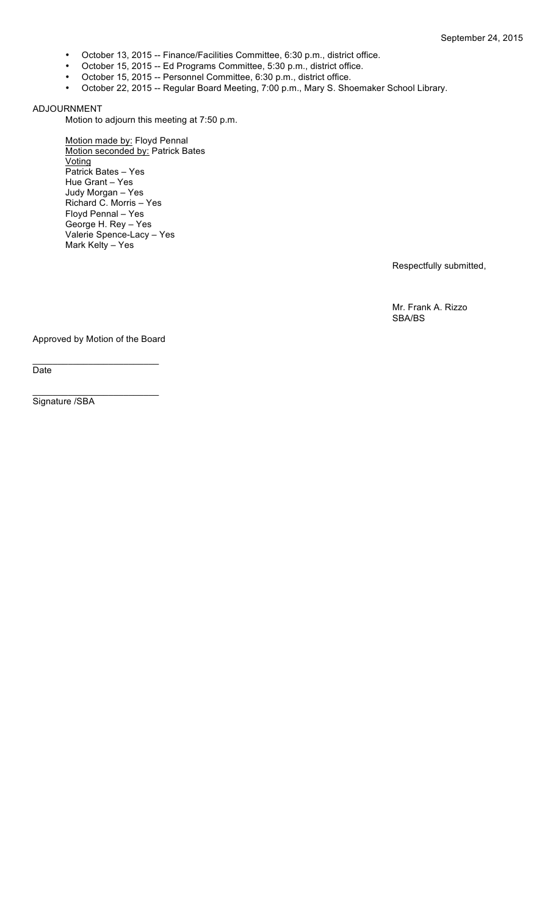- October 13, 2015 -- Finance/Facilities Committee, 6:30 p.m., district office.
- October 15, 2015 -- Ed Programs Committee, 5:30 p.m., district office.
- October 15, 2015 -- Personnel Committee, 6:30 p.m., district office.
- October 22, 2015 -- Regular Board Meeting, 7:00 p.m., Mary S. Shoemaker School Library.

ADJOURNMENT

Motion to adjourn this meeting at 7:50 p.m.

Motion made by: Floyd Pennal
Motion seconded by: Patrick Bates
Voting
Patrick Bates – Yes
Hue Grant – Yes
Judy Morgan – Yes
Richard C. Morris – Yes
Floyd Pennal – Yes
George H. Rey – Yes
Valerie Spence-Lacy – Yes
Mark Kelty – Yes

Respectfully submitted,

Mr. Frank A. Rizzo
SBA/BS

Approved by Motion of the Board

_________________________
Date

_________________________
Signature /SBA